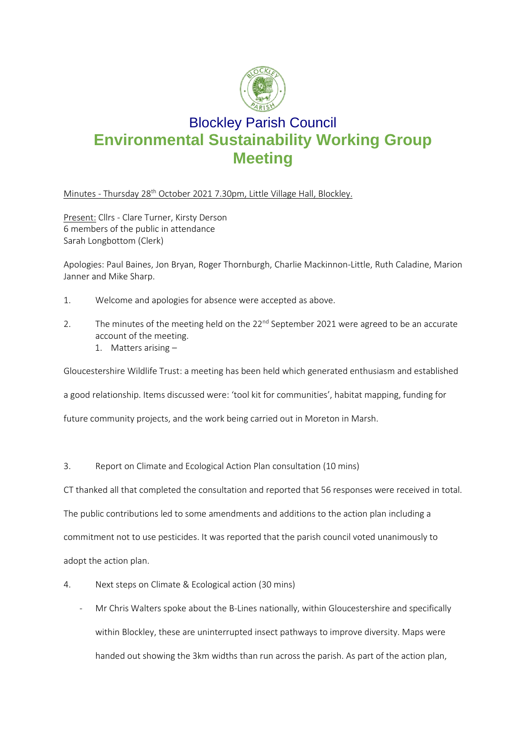# Blockley Parish Council

## Environmental Sustainability Working Group Meeting

Minutes - Thursday 28th October 2021 7.30pm, Little Village Hall, Blockley.

Present: Cllrs - Clare Turner, Kirsty Derson
6 members of the public in attendance
Sarah Longbottom (Clerk)

Apologies: Paul Baines, Jon Bryan, Roger Thornburgh, Charlie Mackinnon-Little, Ruth Caladine, Marion Janner and Mike Sharp.

1. Welcome and apologies for absence were accepted as above.
2. The minutes of the meeting held on the 22nd September 2021 were agreed to be an accurate account of the meeting.
   1. Matters arising –

Gloucestershire Wildlife Trust: a meeting has been held which generated enthusiasm and established a good relationship. Items discussed were: 'tool kit for communities', habitat mapping, funding for future community projects, and the work being carried out in Moreton in Marsh.

3. Report on Climate and Ecological Action Plan consultation (10 mins)

CT thanked all that completed the consultation and reported that 56 responses were received in total. The public contributions led to some amendments and additions to the action plan including a commitment not to use pesticides. It was reported that the parish council voted unanimously to adopt the action plan.

4. Next steps on Climate & Ecological action (30 mins)
   - Mr Chris Walters spoke about the B-Lines nationally, within Gloucestershire and specifically within Blockley, these are uninterrupted insect pathways to improve diversity. Maps were handed out showing the 3km widths than run across the parish. As part of the action plan,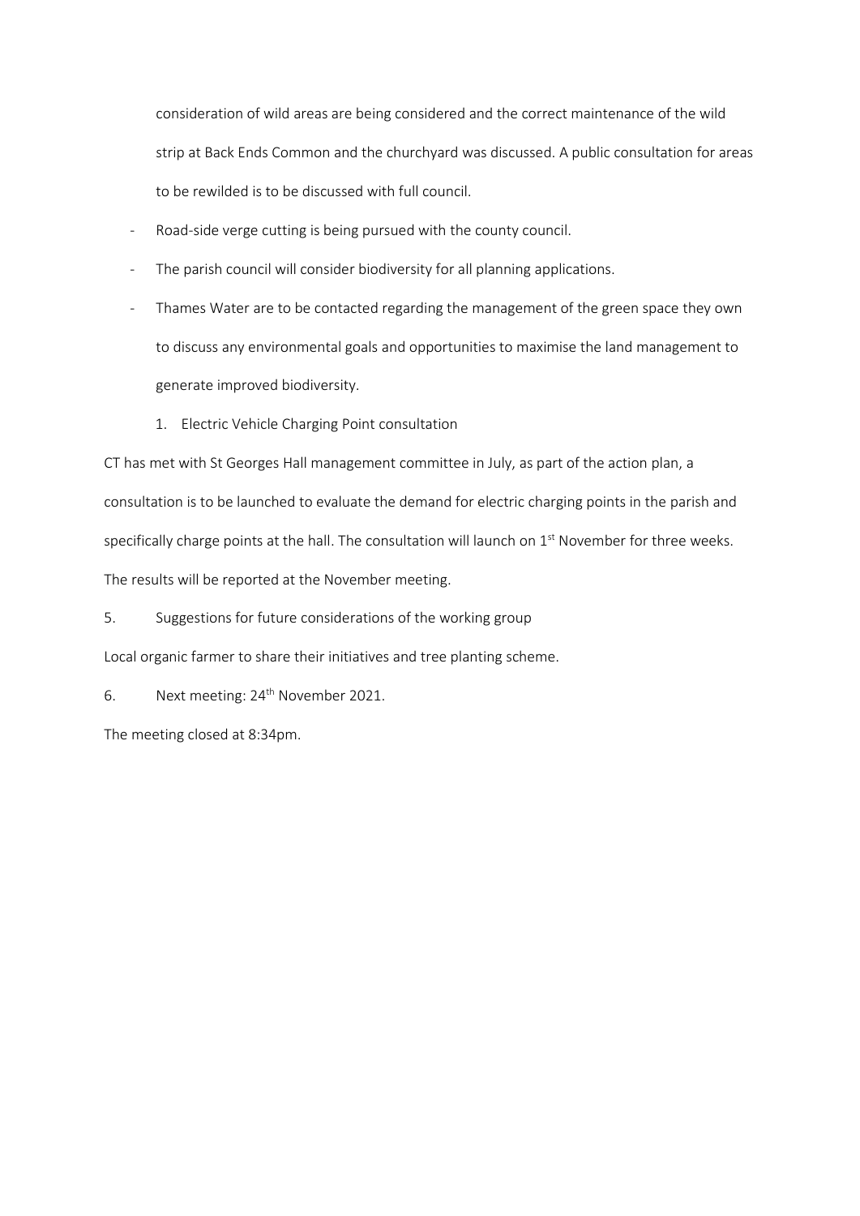consideration of wild areas are being considered and the correct maintenance of the wild strip at Back Ends Common and the churchyard was discussed. A public consultation for areas to be rewilded is to be discussed with full council.

- Road-side verge cutting is being pursued with the county council.
- The parish council will consider biodiversity for all planning applications.
- Thames Water are to be contacted regarding the management of the green space they own to discuss any environmental goals and opportunities to maximise the land management to generate improved biodiversity.

1. Electric Vehicle Charging Point consultation

CT has met with St Georges Hall management committee in July, as part of the action plan, a consultation is to be launched to evaluate the demand for electric charging points in the parish and specifically charge points at the hall. The consultation will launch on 1st November for three weeks. The results will be reported at the November meeting.

5. Suggestions for future considerations of the working group

Local organic farmer to share their initiatives and tree planting scheme.

6. Next meeting: 24th November 2021.

The meeting closed at 8:34pm.